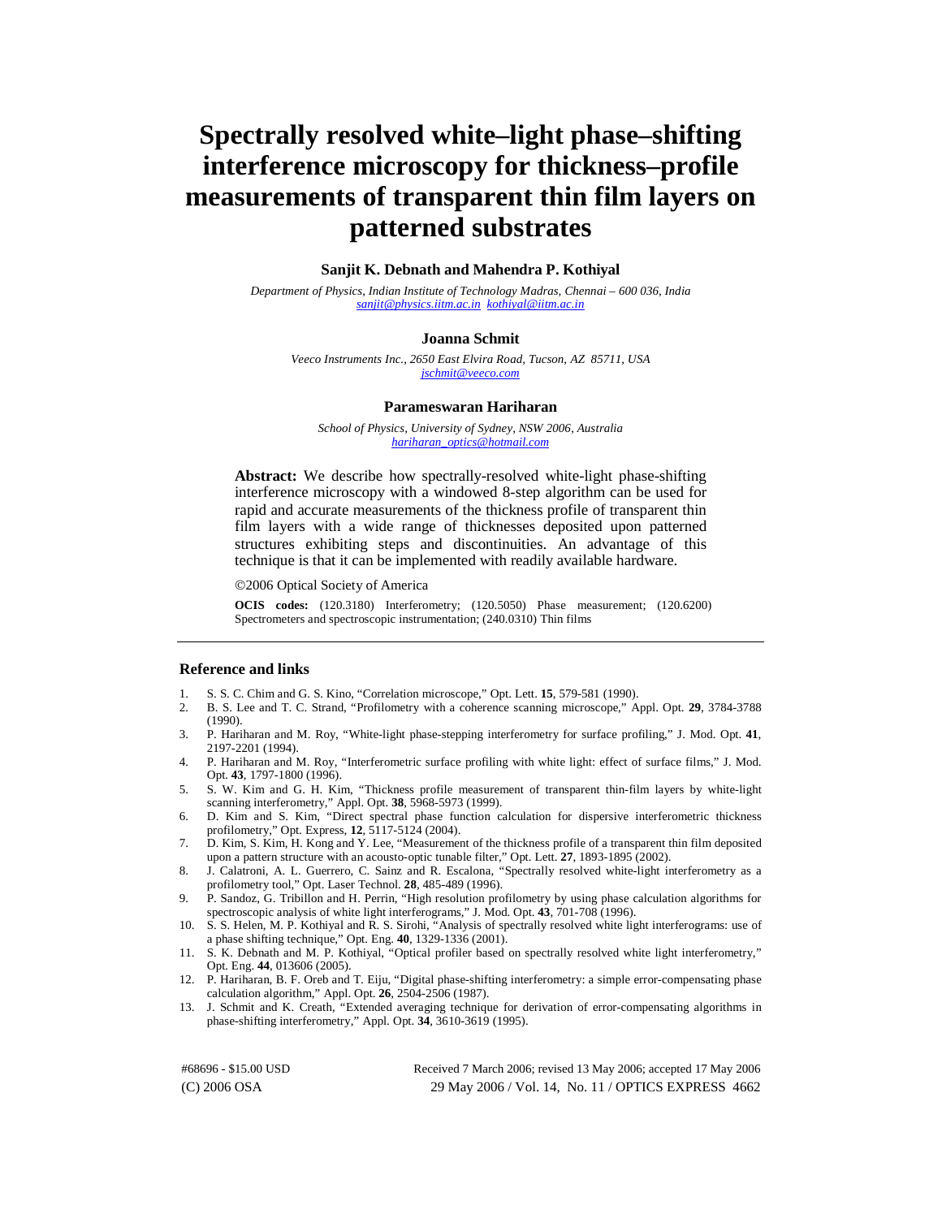# Spectrally resolved white–light phase–shifting interference microscopy for thickness–profile measurements of transparent thin film layers on patterned substrates

**Sanjit K. Debnath and Mahendra P. Kothiyal**

*Department of Physics, Indian Institute of Technology Madras, Chennai – 600 036, India*
*sanjit@physics.iitm.ac.in kothiyal@iitm.ac.in*

**Joanna Schmit**

*Veeco Instruments Inc., 2650 East Elvira Road, Tucson, AZ 85711, USA*
*jschmit@veeco.com*

**Parameswaran Hariharan**

*School of Physics, University of Sydney, NSW 2006, Australia*
*hariharan_optics@hotmail.com*

**Abstract:** We describe how spectrally-resolved white-light phase-shifting interference microscopy with a windowed 8-step algorithm can be used for rapid and accurate measurements of the thickness profile of transparent thin film layers with a wide range of thicknesses deposited upon patterned structures exhibiting steps and discontinuities. An advantage of this technique is that it can be implemented with readily available hardware.

©2006 Optical Society of America

**OCIS codes:** (120.3180) Interferometry; (120.5050) Phase measurement; (120.6200) Spectrometers and spectroscopic instrumentation; (240.0310) Thin films

## Reference and links

1. S. S. C. Chim and G. S. Kino, "Correlation microscope," Opt. Lett. **15**, 579-581 (1990).
2. B. S. Lee and T. C. Strand, "Profilometry with a coherence scanning microscope," Appl. Opt. **29**, 3784-3788 (1990).
3. P. Hariharan and M. Roy, "White-light phase-stepping interferometry for surface profiling," J. Mod. Opt. **41**, 2197-2201 (1994).
4. P. Hariharan and M. Roy, "Interferometric surface profiling with white light: effect of surface films," J. Mod. Opt. **43**, 1797-1800 (1996).
5. S. W. Kim and G. H. Kim, "Thickness profile measurement of transparent thin-film layers by white-light scanning interferometry," Appl. Opt. **38**, 5968-5973 (1999).
6. D. Kim and S. Kim, "Direct spectral phase function calculation for dispersive interferometric thickness profilometry," Opt. Express, **12**, 5117-5124 (2004).
7. D. Kim, S. Kim, H. Kong and Y. Lee, "Measurement of the thickness profile of a transparent thin film deposited upon a pattern structure with an acousto-optic tunable filter," Opt. Lett. **27**, 1893-1895 (2002).
8. J. Calatroni, A. L. Guerrero, C. Sainz and R. Escalona, "Spectrally resolved white-light interferometry as a profilometry tool," Opt. Laser Technol. **28**, 485-489 (1996).
9. P. Sandoz, G. Tribillon and H. Perrin, "High resolution profilometry by using phase calculation algorithms for spectroscopic analysis of white light interferograms," J. Mod. Opt. **43**, 701-708 (1996).
10. S. S. Helen, M. P. Kothiyal and R. S. Sirohi, "Analysis of spectrally resolved white light interferograms: use of a phase shifting technique," Opt. Eng. **40**, 1329-1336 (2001).
11. S. K. Debnath and M. P. Kothiyal, "Optical profiler based on spectrally resolved white light interferometry," Opt. Eng. **44**, 013606 (2005).
12. P. Hariharan, B. F. Oreb and T. Eiju, "Digital phase-shifting interferometry: a simple error-compensating phase calculation algorithm," Appl. Opt. **26**, 2504-2506 (1987).
13. J. Schmit and K. Creath, "Extended averaging technique for derivation of error-compensating algorithms in phase-shifting interferometry," Appl. Opt. **34**, 3610-3619 (1995).

#68696 - $15.00 USD Received 7 March 2006; revised 13 May 2006; accepted 17 May 2006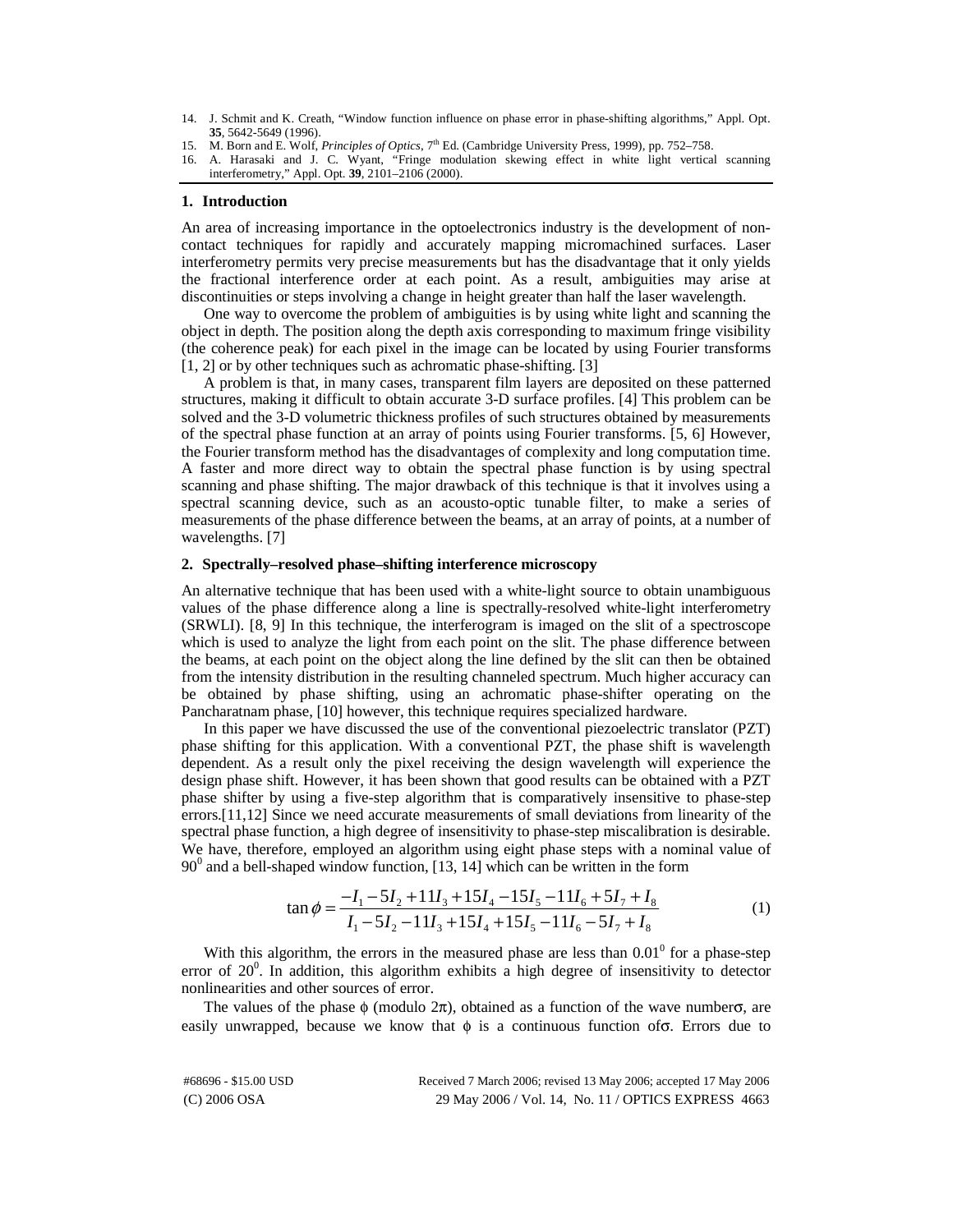14. J. Schmit and K. Creath, "Window function influence on phase error in phase-shifting algorithms," Appl. Opt. **35**, 5642-5649 (1996).
15. M. Born and E. Wolf, *Principles of Optics*, 7th Ed. (Cambridge University Press, 1999), pp. 752–758.
16. A. Harasaki and J. C. Wyant, "Fringe modulation skewing effect in white light vertical scanning interferometry," Appl. Opt. **39**, 2101–2106 (2000).

## 1. Introduction

An area of increasing importance in the optoelectronics industry is the development of non-contact techniques for rapidly and accurately mapping micromachined surfaces. Laser interferometry permits very precise measurements but has the disadvantage that it only yields the fractional interference order at each point. As a result, ambiguities may arise at discontinuities or steps involving a change in height greater than half the laser wavelength.

One way to overcome the problem of ambiguities is by using white light and scanning the object in depth. The position along the depth axis corresponding to maximum fringe visibility (the coherence peak) for each pixel in the image can be located by using Fourier transforms [1, 2] or by other techniques such as achromatic phase-shifting. [3]

A problem is that, in many cases, transparent film layers are deposited on these patterned structures, making it difficult to obtain accurate 3-D surface profiles. [4] This problem can be solved and the 3-D volumetric thickness profiles of such structures obtained by measurements of the spectral phase function at an array of points using Fourier transforms. [5, 6] However, the Fourier transform method has the disadvantages of complexity and long computation time. A faster and more direct way to obtain the spectral phase function is by using spectral scanning and phase shifting. The major drawback of this technique is that it involves using a spectral scanning device, such as an acousto-optic tunable filter, to make a series of measurements of the phase difference between the beams, at an array of points, at a number of wavelengths. [7]

## 2. Spectrally–resolved phase–shifting interference microscopy

An alternative technique that has been used with a white-light source to obtain unambiguous values of the phase difference along a line is spectrally-resolved white-light interferometry (SRWLI). [8, 9] In this technique, the interferogram is imaged on the slit of a spectroscope which is used to analyze the light from each point on the slit. The phase difference between the beams, at each point on the object along the line defined by the slit can then be obtained from the intensity distribution in the resulting channeled spectrum. Much higher accuracy can be obtained by phase shifting, using an achromatic phase-shifter operating on the Pancharatnam phase, [10] however, this technique requires specialized hardware.

In this paper we have discussed the use of the conventional piezoelectric translator (PZT) phase shifting for this application. With a conventional PZT, the phase shift is wavelength dependent. As a result only the pixel receiving the design wavelength will experience the design phase shift. However, it has been shown that good results can be obtained with a PZT phase shifter by using a five-step algorithm that is comparatively insensitive to phase-step errors.[11,12] Since we need accurate measurements of small deviations from linearity of the spectral phase function, a high degree of insensitivity to phase-step miscalibration is desirable. We have, therefore, employed an algorithm using eight phase steps with a nominal value of $90^0$ and a bell-shaped window function, [13, 14] which can be written in the form

$$\tan\phi = \frac{-I_1 - 5I_2 + 11I_3 + 15I_4 - 15I_5 - 11I_6 + 5I_7 + I_8}{I_1 - 5I_2 - 11I_3 + 15I_4 + 15I_5 - 11I_6 - 5I_7 + I_8} \tag{1}$$

With this algorithm, the errors in the measured phase are less than $0.01^0$ for a phase-step error of $20^0$. In addition, this algorithm exhibits a high degree of insensitivity to detector nonlinearities and other sources of error.

The values of the phase $\phi$ (modulo $2\pi$), obtained as a function of the wave number $\sigma$, are easily unwrapped, because we know that $\phi$ is a continuous function of $\sigma$. Errors due to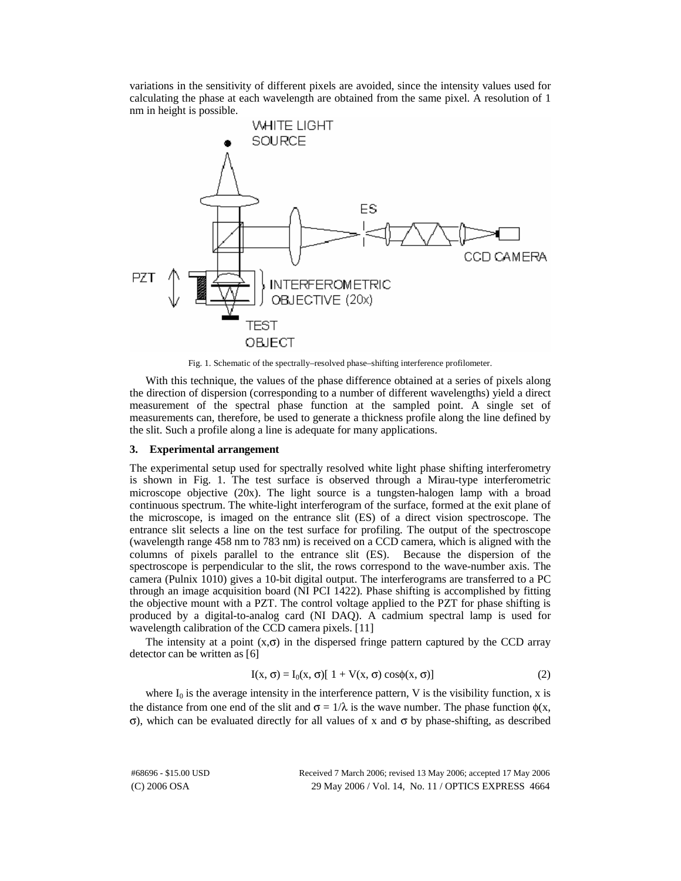variations in the sensitivity of different pixels are avoided, since the intensity values used for calculating the phase at each wavelength are obtained from the same pixel. A resolution of 1 nm in height is possible.

Fig. 1. Schematic of the spectrally–resolved phase–shifting interference profilometer.

With this technique, the values of the phase difference obtained at a series of pixels along the direction of dispersion (corresponding to a number of different wavelengths) yield a direct measurement of the spectral phase function at the sampled point. A single set of measurements can, therefore, be used to generate a thickness profile along the line defined by the slit. Such a profile along a line is adequate for many applications.

### 3. Experimental arrangement

The experimental setup used for spectrally resolved white light phase shifting interferometry is shown in Fig. 1. The test surface is observed through a Mirau-type interferometric microscope objective (20x). The light source is a tungsten-halogen lamp with a broad continuous spectrum. The white-light interferogram of the surface, formed at the exit plane of the microscope, is imaged on the entrance slit (ES) of a direct vision spectroscope. The entrance slit selects a line on the test surface for profiling. The output of the spectroscope (wavelength range 458 nm to 783 nm) is received on a CCD camera, which is aligned with the columns of pixels parallel to the entrance slit (ES). Because the dispersion of the spectroscope is perpendicular to the slit, the rows correspond to the wave-number axis. The camera (Pulnix 1010) gives a 10-bit digital output. The interferograms are transferred to a PC through an image acquisition board (NI PCI 1422). Phase shifting is accomplished by fitting the objective mount with a PZT. The control voltage applied to the PZT for phase shifting is produced by a digital-to-analog card (NI DAQ). A cadmium spectral lamp is used for wavelength calibration of the CCD camera pixels. [11]

The intensity at a point $(x,\sigma)$ in the dispersed fringe pattern captured by the CCD array detector can be written as [6]

$$I(x, \sigma) = I_0(x, \sigma)[\, 1 + V(x, \sigma) \cos\phi(x, \sigma)] \tag{2}$$

where $I_0$ is the average intensity in the interference pattern, $V$ is the visibility function, $x$ is the distance from one end of the slit and $\sigma = 1/\lambda$ is the wave number. The phase function $\phi(x, \sigma)$, which can be evaluated directly for all values of $x$ and $\sigma$ by phase-shifting, as described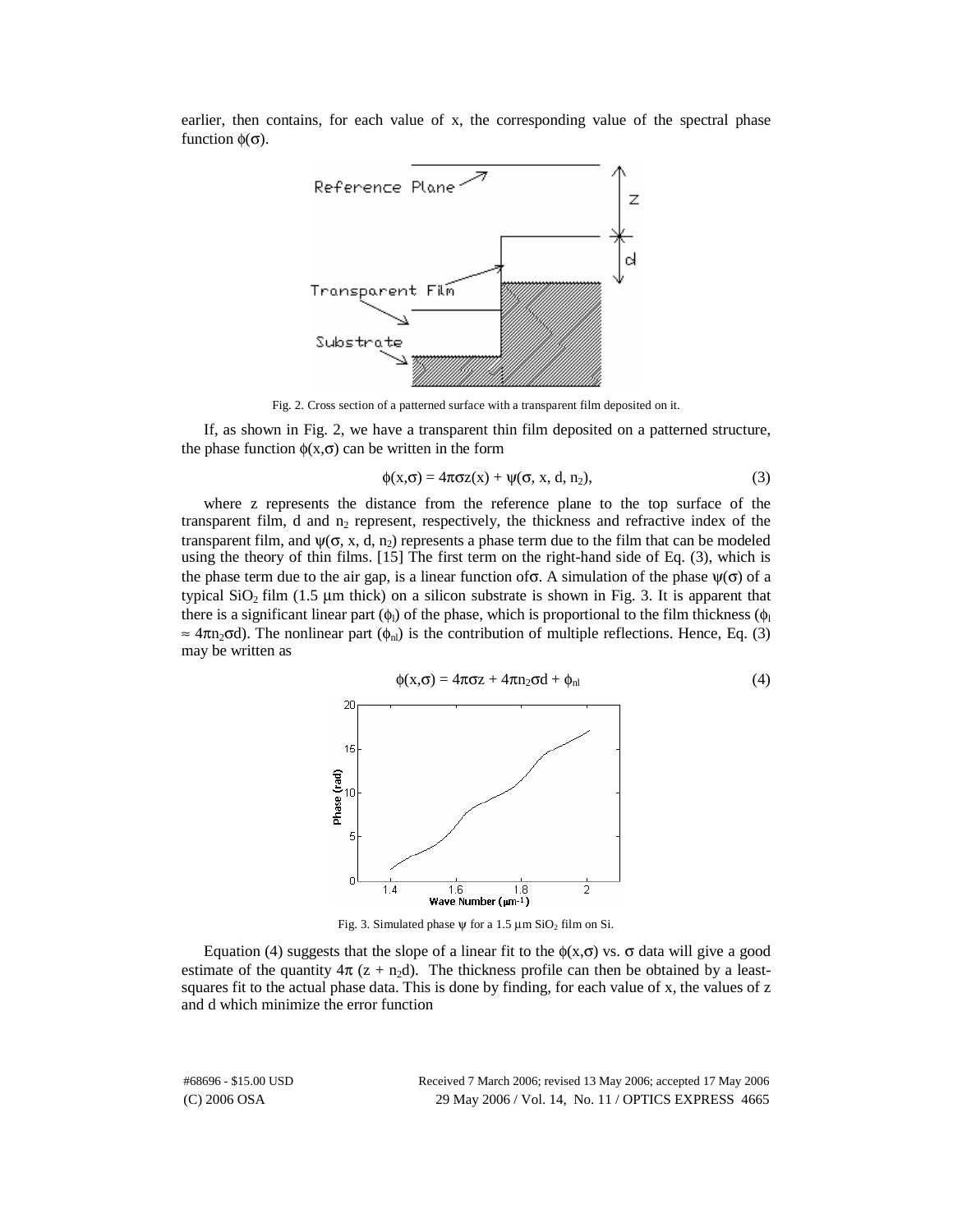earlier, then contains, for each value of x, the corresponding value of the spectral phase function $\phi(\sigma)$.

Fig. 2. Cross section of a patterned surface with a transparent film deposited on it.

If, as shown in Fig. 2, we have a transparent thin film deposited on a patterned structure, the phase function $\phi(x,\sigma)$ can be written in the form

$$\phi(x,\sigma) = 4\pi\sigma z(x) + \psi(\sigma, x, d, n_2), \tag{3}$$

where z represents the distance from the reference plane to the top surface of the transparent film, d and $n_2$ represent, respectively, the thickness and refractive index of the transparent film, and $\psi(\sigma, x, d, n_2)$ represents a phase term due to the film that can be modeled using the theory of thin films. [15] The first term on the right-hand side of Eq. (3), which is the phase term due to the air gap, is a linear function of $\sigma$. A simulation of the phase $\psi(\sigma)$ of a typical $SiO_2$ film (1.5 μm thick) on a silicon substrate is shown in Fig. 3. It is apparent that there is a significant linear part ($\phi_l$) of the phase, which is proportional to the film thickness ($\phi_l \approx 4\pi n_2\sigma d$). The nonlinear part ($\phi_{nl}$) is the contribution of multiple reflections. Hence, Eq. (3) may be written as

$$\phi(x,\sigma) = 4\pi\sigma z + 4\pi n_2\sigma d + \phi_{nl} \tag{4}$$

Fig. 3. Simulated phase $\psi$ for a 1.5 μm $SiO_2$ film on Si.

Equation (4) suggests that the slope of a linear fit to the $\phi(x,\sigma)$ vs. $\sigma$ data will give a good estimate of the quantity $4\pi(z + n_2d)$. The thickness profile can then be obtained by a least-squares fit to the actual phase data. This is done by finding, for each value of x, the values of z and d which minimize the error function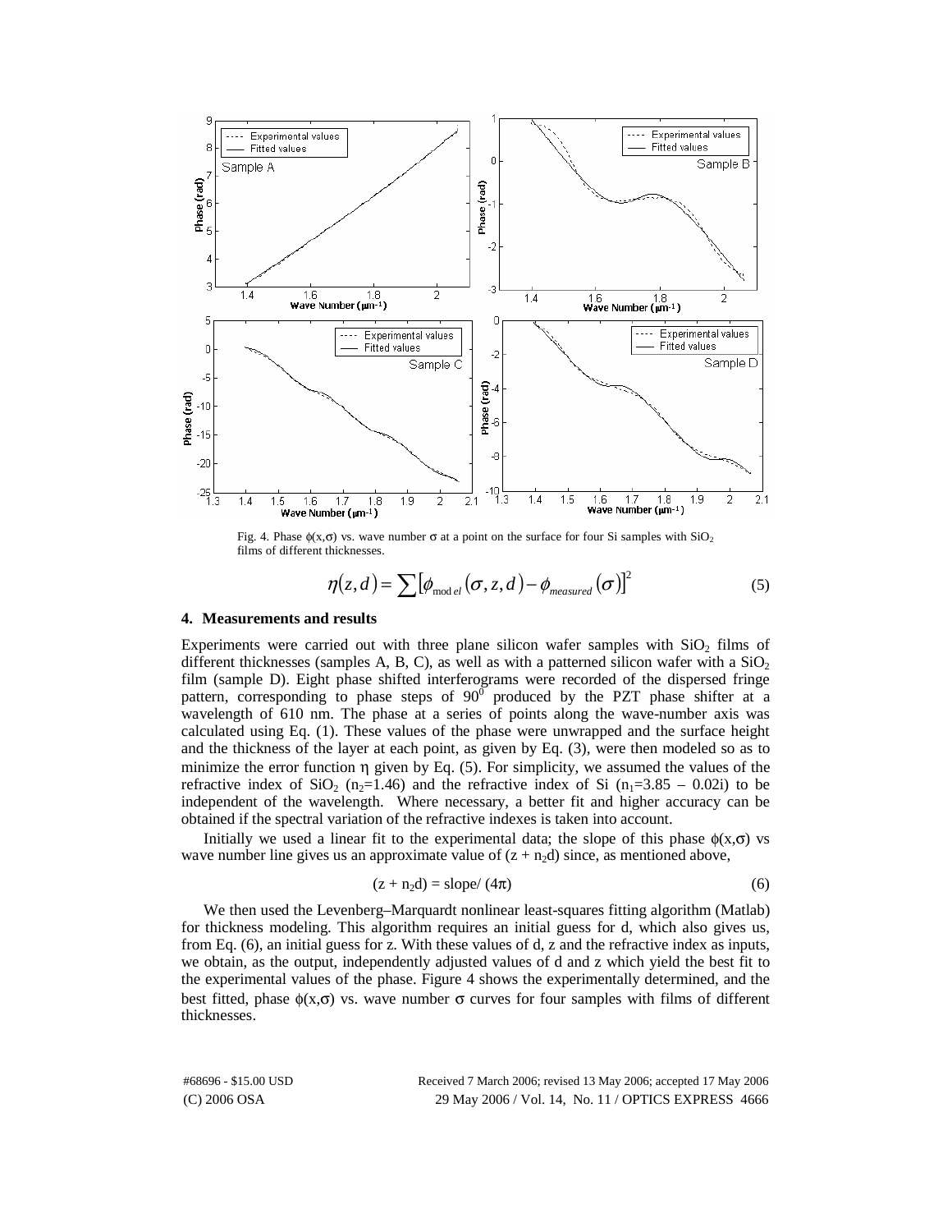Fig. 4. Phase $\phi(x,\sigma)$ vs. wave number $\sigma$ at a point on the surface for four Si samples with $SiO_2$ films of different thicknesses.

$$\eta(z,d) = \sum \left[\phi_{model}(\sigma, z, d) - \phi_{measured}(\sigma)\right]^2 \tag{5}$$

### 4. Measurements and results

Experiments were carried out with three plane silicon wafer samples with $SiO_2$ films of different thicknesses (samples A, B, C), as well as with a patterned silicon wafer with a $SiO_2$ film (sample D). Eight phase shifted interferograms were recorded of the dispersed fringe pattern, corresponding to phase steps of $90^0$ produced by the PZT phase shifter at a wavelength of 610 nm. The phase at a series of points along the wave-number axis was calculated using Eq. (1). These values of the phase were unwrapped and the surface height and the thickness of the layer at each point, as given by Eq. (3), were then modeled so as to minimize the error function $\eta$ given by Eq. (5). For simplicity, we assumed the values of the refractive index of $SiO_2$ ($n_2$=1.46) and the refractive index of Si ($n_1$=3.85 – 0.02i) to be independent of the wavelength. Where necessary, a better fit and higher accuracy can be obtained if the spectral variation of the refractive indexes is taken into account.

Initially we used a linear fit to the experimental data; the slope of this phase $\phi(x,\sigma)$ vs wave number line gives us an approximate value of $(z + n_2d)$ since, as mentioned above,

$$(z + n_2d) = \text{slope}/\ (4\pi) \tag{6}$$

We then used the Levenberg–Marquardt nonlinear least-squares fitting algorithm (Matlab) for thickness modeling. This algorithm requires an initial guess for d, which also gives us, from Eq. (6), an initial guess for z. With these values of d, z and the refractive index as inputs, we obtain, as the output, independently adjusted values of d and z which yield the best fit to the experimental values of the phase. Figure 4 shows the experimentally determined, and the best fitted, phase $\phi(x,\sigma)$ vs. wave number $\sigma$ curves for four samples with films of different thicknesses.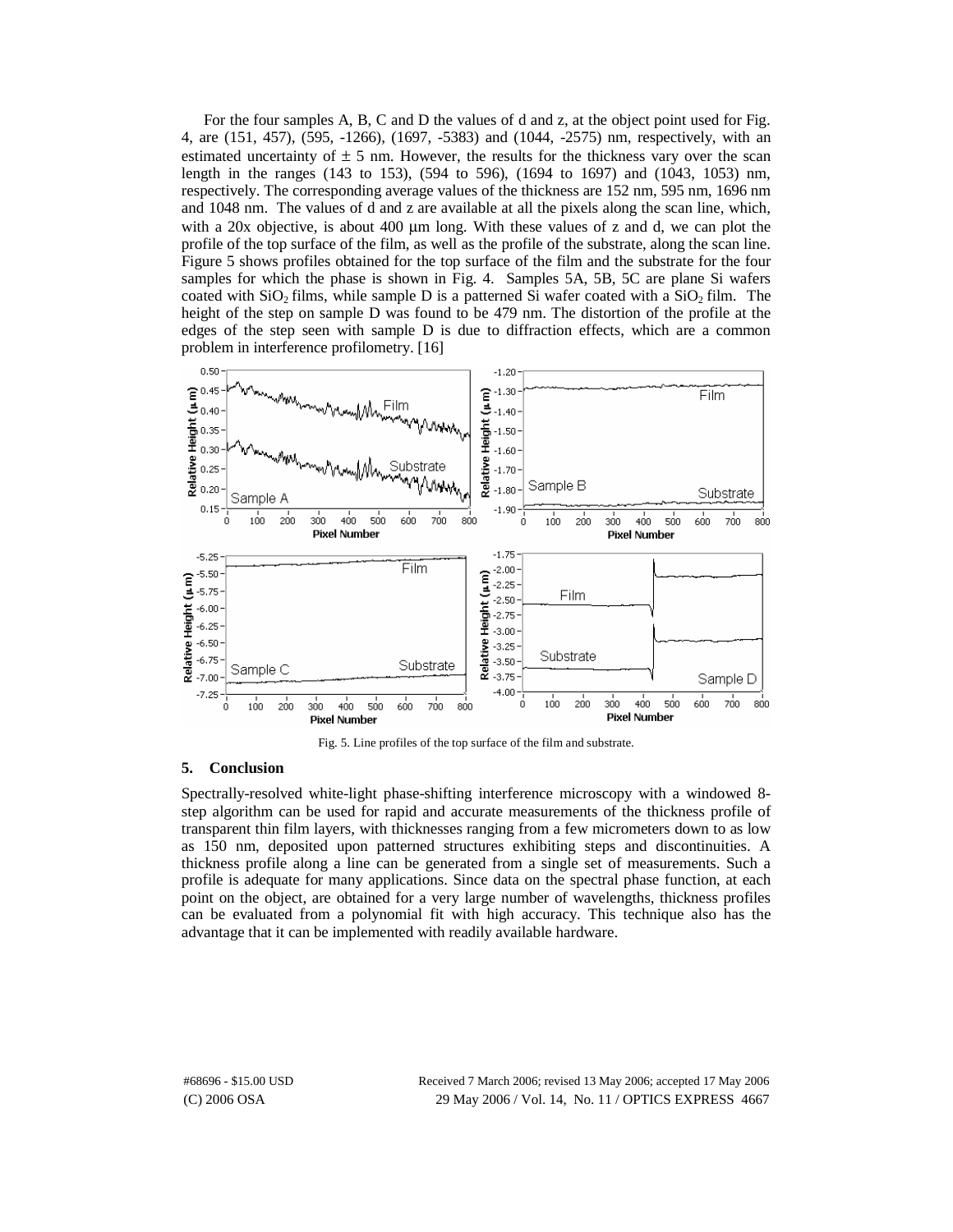For the four samples A, B, C and D the values of d and z, at the object point used for Fig. 4, are (151, 457), (595, -1266), (1697, -5383) and (1044, -2575) nm, respectively, with an estimated uncertainty of ± 5 nm. However, the results for the thickness vary over the scan length in the ranges (143 to 153), (594 to 596), (1694 to 1697) and (1043, 1053) nm, respectively. The corresponding average values of the thickness are 152 nm, 595 nm, 1696 nm and 1048 nm. The values of d and z are available at all the pixels along the scan line, which, with a 20x objective, is about 400 µm long. With these values of z and d, we can plot the profile of the top surface of the film, as well as the profile of the substrate, along the scan line. Figure 5 shows profiles obtained for the top surface of the film and the substrate for the four samples for which the phase is shown in Fig. 4. Samples 5A, 5B, 5C are plane Si wafers coated with $SiO_2$ films, while sample D is a patterned Si wafer coated with a $SiO_2$ film. The height of the step on sample D was found to be 479 nm. The distortion of the profile at the edges of the step seen with sample D is due to diffraction effects, which are a common problem in interference profilometry. [16]

Sample A
Film
Substrate
Relative Height (µm)
0.50
0.45
0.40
0.35
0.30
0.25
0.20
0.15
Pixel Number
0 100 200 300 400 500 600 700 800

Sample B
Film
Substrate
Relative Height (µm)
-1.20
-1.30
-1.40
-1.50
-1.60
-1.70
-1.80
-1.90
Pixel Number
0 100 200 300 400 500 600 700 800

Sample C
Film
Substrate
Relative Height (µm)
-5.25
-5.50
-5.75
-6.00
-6.25
-6.50
-6.75
-7.00
-7.25
Pixel Number
0 100 200 300 400 500 600 700 800

Sample D
Film
Substrate
Relative Height (µm)
-1.75
-2.00
-2.25
-2.50
-2.75
-3.00
-3.25
-3.50
-3.75
-4.00
Pixel Number
0 100 200 300 400 500 600 700 800

Fig. 5. Line profiles of the top surface of the film and substrate.

## 5. Conclusion

Spectrally-resolved white-light phase-shifting interference microscopy with a windowed 8-step algorithm can be used for rapid and accurate measurements of the thickness profile of transparent thin film layers, with thicknesses ranging from a few micrometers down to as low as 150 nm, deposited upon patterned structures exhibiting steps and discontinuities. A thickness profile along a line can be generated from a single set of measurements. Such a profile is adequate for many applications. Since data on the spectral phase function, at each point on the object, are obtained for a very large number of wavelengths, thickness profiles can be evaluated from a polynomial fit with high accuracy. This technique also has the advantage that it can be implemented with readily available hardware.